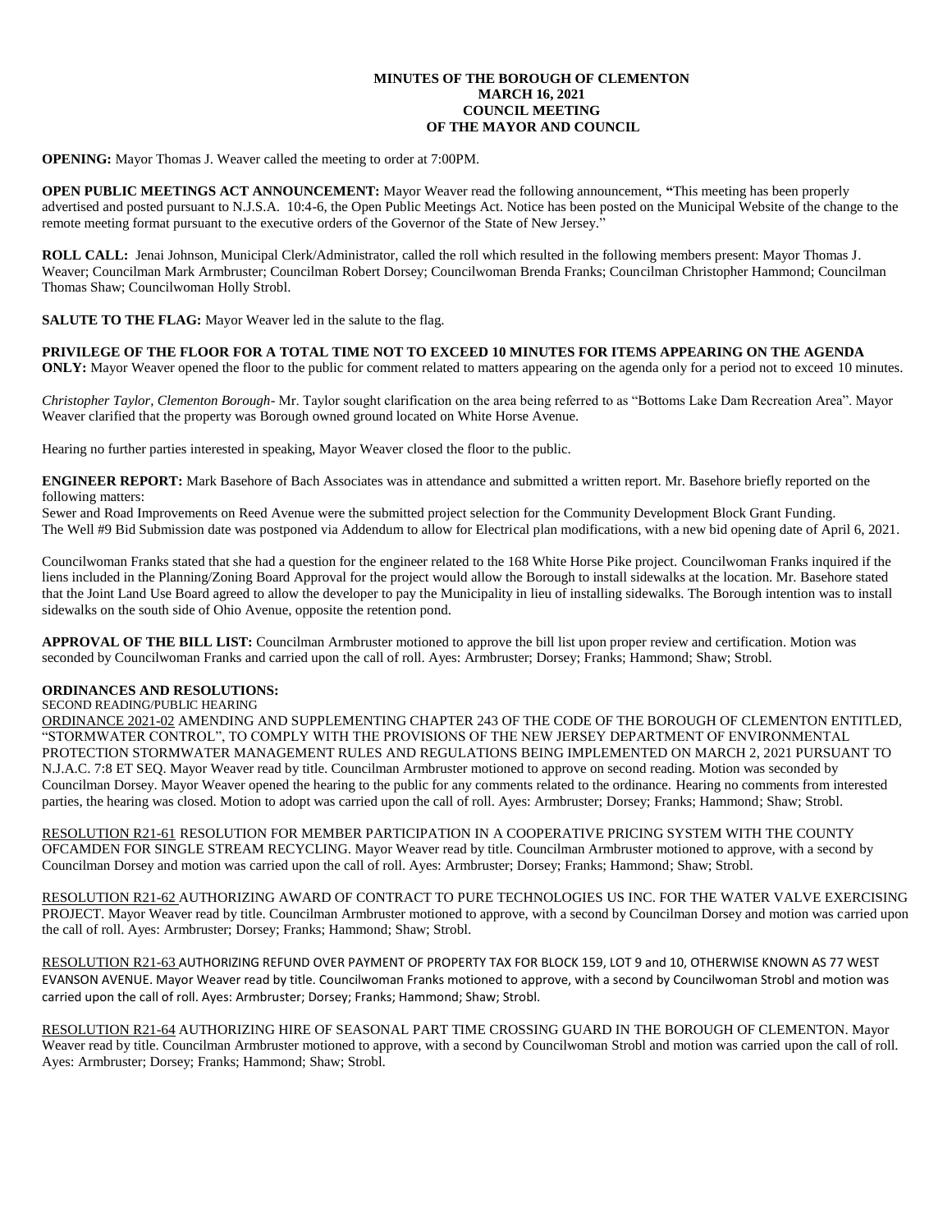# MINUTES OF THE BOROUGH OF CLEMENTON
# MARCH 16, 2021
# COUNCIL MEETING
# OF THE MAYOR AND COUNCIL

**OPENING:** Mayor Thomas J. Weaver called the meeting to order at 7:00PM.

**OPEN PUBLIC MEETINGS ACT ANNOUNCEMENT:** Mayor Weaver read the following announcement, **"**This meeting has been properly advertised and posted pursuant to N.J.S.A. 10:4-6, the Open Public Meetings Act. Notice has been posted on the Municipal Website of the change to the remote meeting format pursuant to the executive orders of the Governor of the State of New Jersey."

**ROLL CALL:** Jenai Johnson, Municipal Clerk/Administrator, called the roll which resulted in the following members present: Mayor Thomas J. Weaver; Councilman Mark Armbruster; Councilman Robert Dorsey; Councilwoman Brenda Franks; Councilman Christopher Hammond; Councilman Thomas Shaw; Councilwoman Holly Strobl.

**SALUTE TO THE FLAG:** Mayor Weaver led in the salute to the flag.

**PRIVILEGE OF THE FLOOR FOR A TOTAL TIME NOT TO EXCEED 10 MINUTES FOR ITEMS APPEARING ON THE AGENDA ONLY:** Mayor Weaver opened the floor to the public for comment related to matters appearing on the agenda only for a period not to exceed 10 minutes.

*Christopher Taylor, Clementon Borough*- Mr. Taylor sought clarification on the area being referred to as "Bottoms Lake Dam Recreation Area". Mayor Weaver clarified that the property was Borough owned ground located on White Horse Avenue.

Hearing no further parties interested in speaking, Mayor Weaver closed the floor to the public.

**ENGINEER REPORT:** Mark Basehore of Bach Associates was in attendance and submitted a written report. Mr. Basehore briefly reported on the following matters:

Sewer and Road Improvements on Reed Avenue were the submitted project selection for the Community Development Block Grant Funding.

The Well #9 Bid Submission date was postponed via Addendum to allow for Electrical plan modifications, with a new bid opening date of April 6, 2021.

Councilwoman Franks stated that she had a question for the engineer related to the 168 White Horse Pike project. Councilwoman Franks inquired if the liens included in the Planning/Zoning Board Approval for the project would allow the Borough to install sidewalks at the location. Mr. Basehore stated that the Joint Land Use Board agreed to allow the developer to pay the Municipality in lieu of installing sidewalks. The Borough intention was to install sidewalks on the south side of Ohio Avenue, opposite the retention pond.

**APPROVAL OF THE BILL LIST:** Councilman Armbruster motioned to approve the bill list upon proper review and certification. Motion was seconded by Councilwoman Franks and carried upon the call of roll. Ayes: Armbruster; Dorsey; Franks; Hammond; Shaw; Strobl.

**ORDINANCES AND RESOLUTIONS:**

SECOND READING/PUBLIC HEARING

ORDINANCE 2021-02 AMENDING AND SUPPLEMENTING CHAPTER 243 OF THE CODE OF THE BOROUGH OF CLEMENTON ENTITLED, "STORMWATER CONTROL", TO COMPLY WITH THE PROVISIONS OF THE NEW JERSEY DEPARTMENT OF ENVIRONMENTAL PROTECTION STORMWATER MANAGEMENT RULES AND REGULATIONS BEING IMPLEMENTED ON MARCH 2, 2021 PURSUANT TO N.J.A.C. 7:8 ET SEQ. Mayor Weaver read by title. Councilman Armbruster motioned to approve on second reading. Motion was seconded by Councilman Dorsey. Mayor Weaver opened the hearing to the public for any comments related to the ordinance. Hearing no comments from interested parties, the hearing was closed. Motion to adopt was carried upon the call of roll. Ayes: Armbruster; Dorsey; Franks; Hammond; Shaw; Strobl.

RESOLUTION R21-61 RESOLUTION FOR MEMBER PARTICIPATION IN A COOPERATIVE PRICING SYSTEM WITH THE COUNTY OFCAMDEN FOR SINGLE STREAM RECYCLING. Mayor Weaver read by title. Councilman Armbruster motioned to approve, with a second by Councilman Dorsey and motion was carried upon the call of roll. Ayes: Armbruster; Dorsey; Franks; Hammond; Shaw; Strobl.

RESOLUTION R21-62 AUTHORIZING AWARD OF CONTRACT TO PURE TECHNOLOGIES US INC. FOR THE WATER VALVE EXERCISING PROJECT. Mayor Weaver read by title. Councilman Armbruster motioned to approve, with a second by Councilman Dorsey and motion was carried upon the call of roll. Ayes: Armbruster; Dorsey; Franks; Hammond; Shaw; Strobl.

RESOLUTION R21-63 AUTHORIZING REFUND OVER PAYMENT OF PROPERTY TAX FOR BLOCK 159, LOT 9 and 10, OTHERWISE KNOWN AS 77 WEST EVANSON AVENUE. Mayor Weaver read by title. Councilwoman Franks motioned to approve, with a second by Councilwoman Strobl and motion was carried upon the call of roll. Ayes: Armbruster; Dorsey; Franks; Hammond; Shaw; Strobl.

RESOLUTION R21-64 AUTHORIZING HIRE OF SEASONAL PART TIME CROSSING GUARD IN THE BOROUGH OF CLEMENTON. Mayor Weaver read by title. Councilman Armbruster motioned to approve, with a second by Councilwoman Strobl and motion was carried upon the call of roll. Ayes: Armbruster; Dorsey; Franks; Hammond; Shaw; Strobl.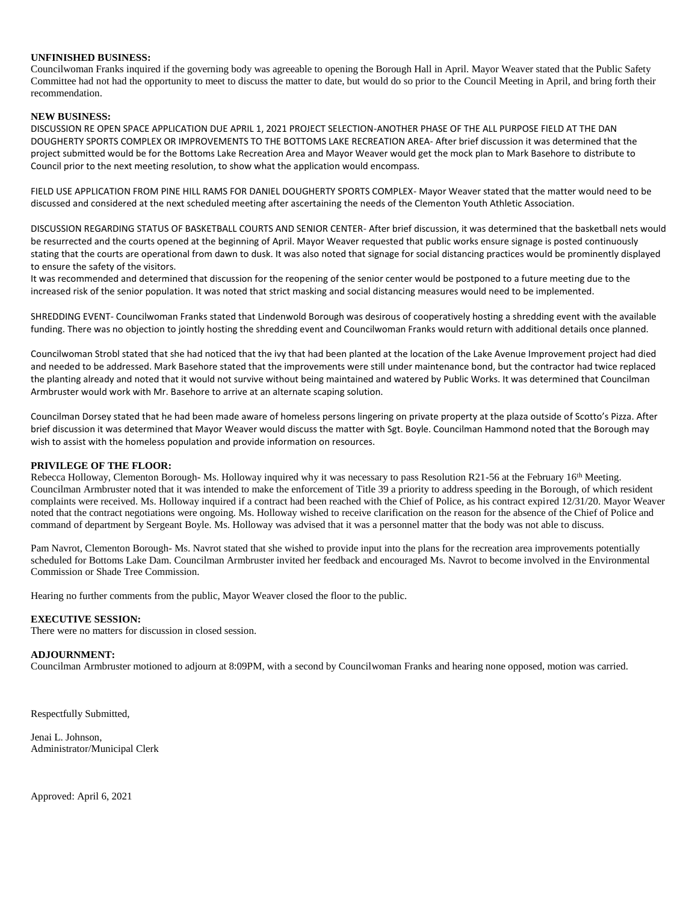**UNFINISHED BUSINESS:**
Councilwoman Franks inquired if the governing body was agreeable to opening the Borough Hall in April. Mayor Weaver stated that the Public Safety Committee had not had the opportunity to meet to discuss the matter to date, but would do so prior to the Council Meeting in April, and bring forth their recommendation.

**NEW BUSINESS:**
DISCUSSION RE OPEN SPACE APPLICATION DUE APRIL 1, 2021 PROJECT SELECTION-ANOTHER PHASE OF THE ALL PURPOSE FIELD AT THE DAN DOUGHERTY SPORTS COMPLEX OR IMPROVEMENTS TO THE BOTTOMS LAKE RECREATION AREA- After brief discussion it was determined that the project submitted would be for the Bottoms Lake Recreation Area and Mayor Weaver would get the mock plan to Mark Basehore to distribute to Council prior to the next meeting resolution, to show what the application would encompass.

FIELD USE APPLICATION FROM PINE HILL RAMS FOR DANIEL DOUGHERTY SPORTS COMPLEX- Mayor Weaver stated that the matter would need to be discussed and considered at the next scheduled meeting after ascertaining the needs of the Clementon Youth Athletic Association.

DISCUSSION REGARDING STATUS OF BASKETBALL COURTS AND SENIOR CENTER- After brief discussion, it was determined that the basketball nets would be resurrected and the courts opened at the beginning of April. Mayor Weaver requested that public works ensure signage is posted continuously stating that the courts are operational from dawn to dusk. It was also noted that signage for social distancing practices would be prominently displayed to ensure the safety of the visitors.
It was recommended and determined that discussion for the reopening of the senior center would be postponed to a future meeting due to the increased risk of the senior population. It was noted that strict masking and social distancing measures would need to be implemented.

SHREDDING EVENT- Councilwoman Franks stated that Lindenwold Borough was desirous of cooperatively hosting a shredding event with the available funding. There was no objection to jointly hosting the shredding event and Councilwoman Franks would return with additional details once planned.

Councilwoman Strobl stated that she had noticed that the ivy that had been planted at the location of the Lake Avenue Improvement project had died and needed to be addressed. Mark Basehore stated that the improvements were still under maintenance bond, but the contractor had twice replaced the planting already and noted that it would not survive without being maintained and watered by Public Works. It was determined that Councilman Armbruster would work with Mr. Basehore to arrive at an alternate scaping solution.

Councilman Dorsey stated that he had been made aware of homeless persons lingering on private property at the plaza outside of Scotto's Pizza. After brief discussion it was determined that Mayor Weaver would discuss the matter with Sgt. Boyle. Councilman Hammond noted that the Borough may wish to assist with the homeless population and provide information on resources.

**PRIVILEGE OF THE FLOOR:**
Rebecca Holloway, Clementon Borough- Ms. Holloway inquired why it was necessary to pass Resolution R21-56 at the February 16th Meeting. Councilman Armbruster noted that it was intended to make the enforcement of Title 39 a priority to address speeding in the Borough, of which resident complaints were received. Ms. Holloway inquired if a contract had been reached with the Chief of Police, as his contract expired 12/31/20. Mayor Weaver noted that the contract negotiations were ongoing. Ms. Holloway wished to receive clarification on the reason for the absence of the Chief of Police and command of department by Sergeant Boyle. Ms. Holloway was advised that it was a personnel matter that the body was not able to discuss.

Pam Navrot, Clementon Borough- Ms. Navrot stated that she wished to provide input into the plans for the recreation area improvements potentially scheduled for Bottoms Lake Dam. Councilman Armbruster invited her feedback and encouraged Ms. Navrot to become involved in the Environmental Commission or Shade Tree Commission.

Hearing no further comments from the public, Mayor Weaver closed the floor to the public.

**EXECUTIVE SESSION:**
There were no matters for discussion in closed session.

**ADJOURNMENT:**
Councilman Armbruster motioned to adjourn at 8:09PM, with a second by Councilwoman Franks and hearing none opposed, motion was carried.

Respectfully Submitted,

Jenai L. Johnson,
Administrator/Municipal Clerk

Approved: April 6, 2021